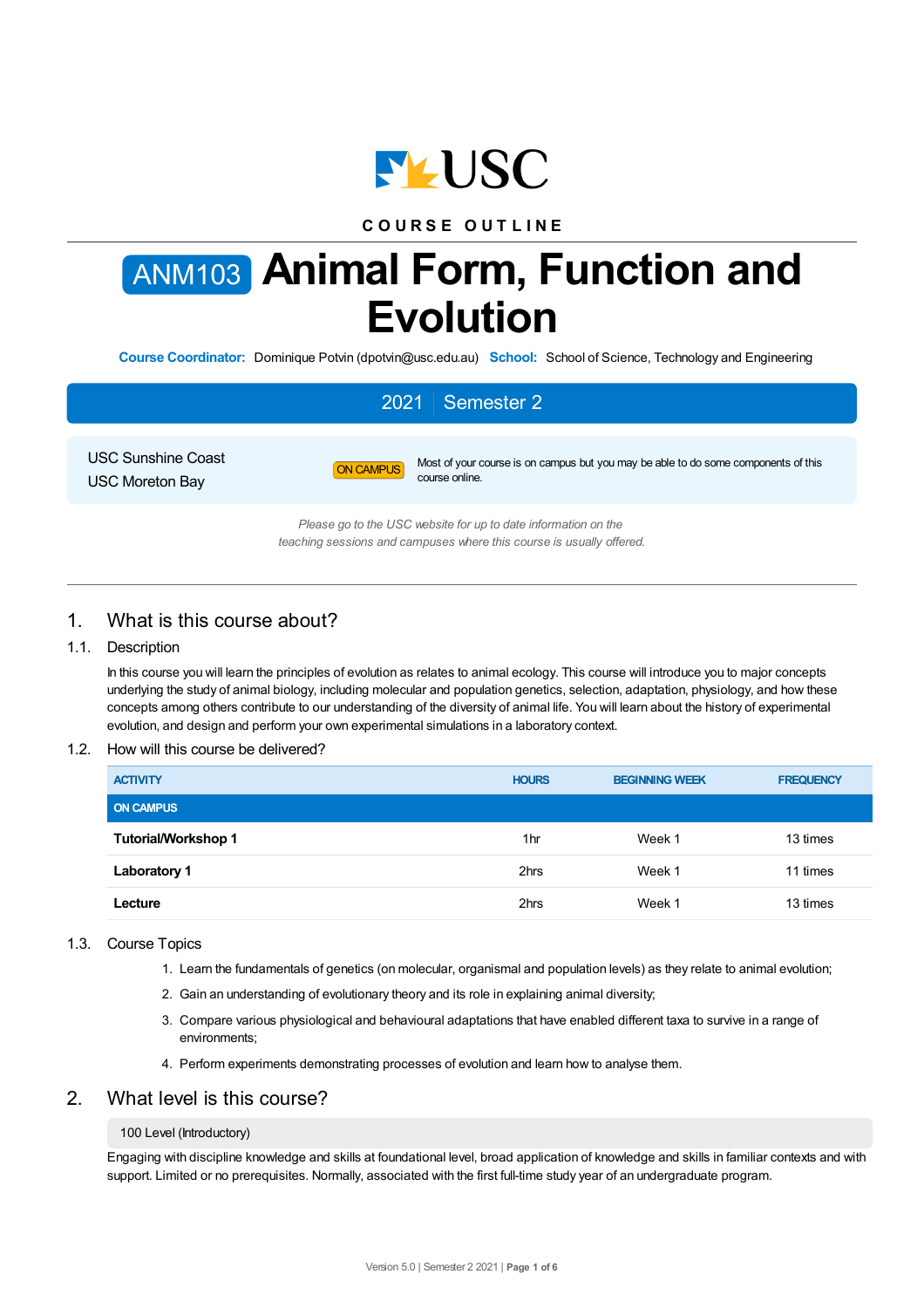USC

COURSE OUTLINE

# ANM103 Animal Form, Function and Evolution

**Course Coordinator:** Dominique Potvin (dpotvin@usc.edu.au) **School:** School of Science, Technology and Engineering

**2021 | Semester 2**

USC Sunshine Coast
USC Moreton Bay

ON CAMPUS — Most of your course is on campus but you may be able to do some components of this course online.

*Please go to the USC website for up to date information on the teaching sessions and campuses where this course is usually offered.*

## 1. What is this course about?

### 1.1. Description

In this course you will learn the principles of evolution as relates to animal ecology. This course will introduce you to major concepts underlying the study of animal biology, including molecular and population genetics, selection, adaptation, physiology, and how these concepts among others contribute to our understanding of the diversity of animal life. You will learn about the history of experimental evolution, and design and perform your own experimental simulations in a laboratory context.

### 1.2. How will this course be delivered?

| ACTIVITY | HOURS | BEGINNING WEEK | FREQUENCY |
|---|---|---|---|
| **ON CAMPUS** | | | |
| **Tutorial/Workshop 1** | 1hr | Week 1 | 13 times |
| **Laboratory 1** | 2hrs | Week 1 | 11 times |
| **Lecture** | 2hrs | Week 1 | 13 times |

### 1.3. Course Topics

1. Learn the fundamentals of genetics (on molecular, organismal and population levels) as they relate to animal evolution;
2. Gain an understanding of evolutionary theory and its role in explaining animal diversity;
3. Compare various physiological and behavioural adaptations that have enabled different taxa to survive in a range of environments;
4. Perform experiments demonstrating processes of evolution and learn how to analyse them.

## 2. What level is this course?

100 Level (Introductory)

Engaging with discipline knowledge and skills at foundational level, broad application of knowledge and skills in familiar contexts and with support. Limited or no prerequisites. Normally, associated with the first full-time study year of an undergraduate program.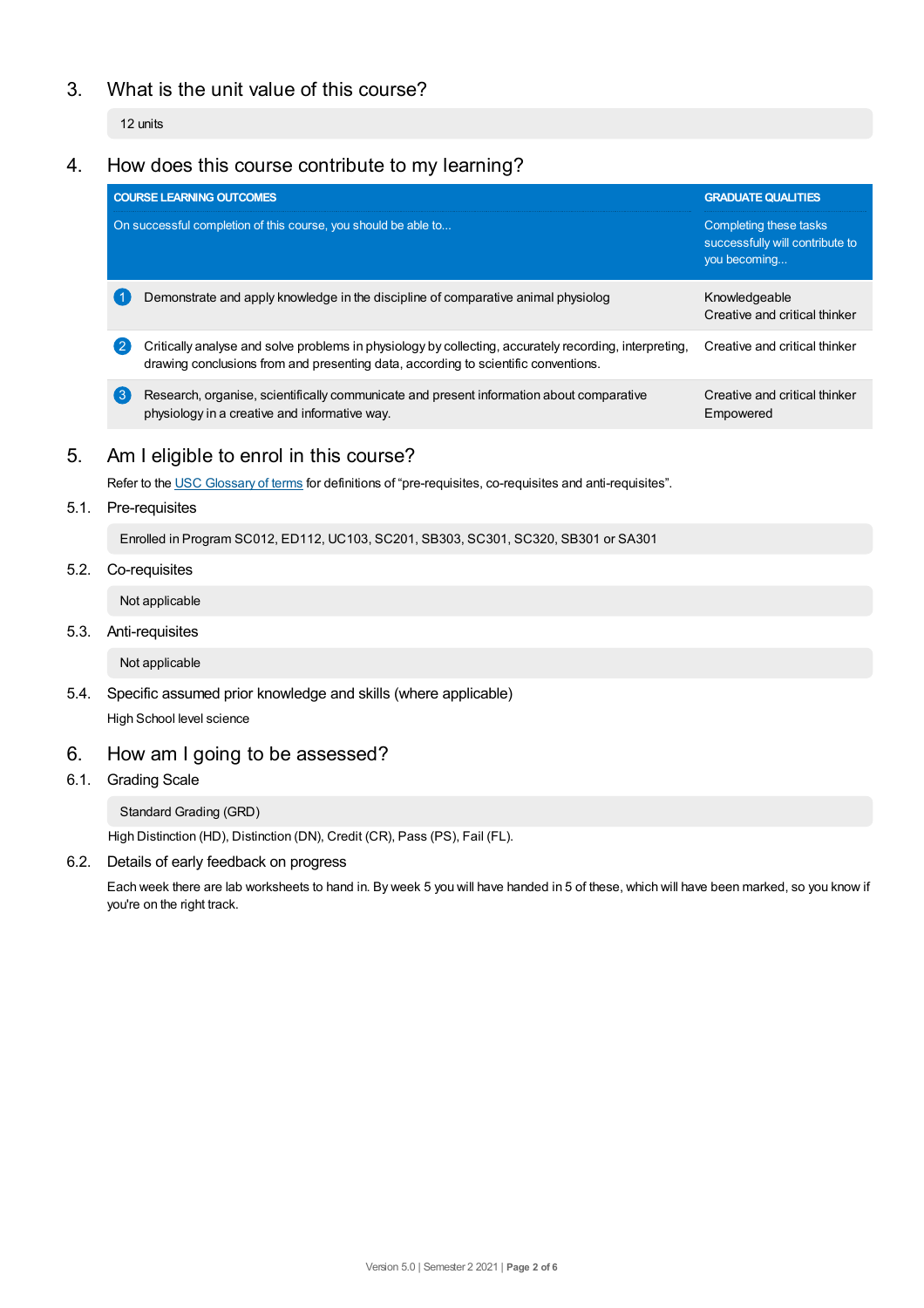## 3. What is the unit value of this course?

12 units

## 4. How does this course contribute to my learning?

| COURSE LEARNING OUTCOMES | GRADUATE QUALITIES |
|---|---|
| On successful completion of this course, you should be able to... | Completing these tasks successfully will contribute to you becoming... |
| 1 Demonstrate and apply knowledge in the discipline of comparative animal physiolog | Knowledgeable<br>Creative and critical thinker |
| 2 Critically analyse and solve problems in physiology by collecting, accurately recording, interpreting, drawing conclusions from and presenting data, according to scientific conventions. | Creative and critical thinker |
| 3 Research, organise, scientifically communicate and present information about comparative physiology in a creative and informative way. | Creative and critical thinker<br>Empowered |

## 5. Am I eligible to enrol in this course?

Refer to the USC Glossary of terms for definitions of "pre-requisites, co-requisites and anti-requisites".

### 5.1. Pre-requisites

Enrolled in Program SC012, ED112, UC103, SC201, SB303, SC301, SC320, SB301 or SA301

### 5.2. Co-requisites

Not applicable

### 5.3. Anti-requisites

Not applicable

### 5.4. Specific assumed prior knowledge and skills (where applicable)

High School level science

## 6. How am I going to be assessed?

### 6.1. Grading Scale

Standard Grading (GRD)

High Distinction (HD), Distinction (DN), Credit (CR), Pass (PS), Fail (FL).

### 6.2. Details of early feedback on progress

Each week there are lab worksheets to hand in. By week 5 you will have handed in 5 of these, which will have been marked, so you know if you're on the right track.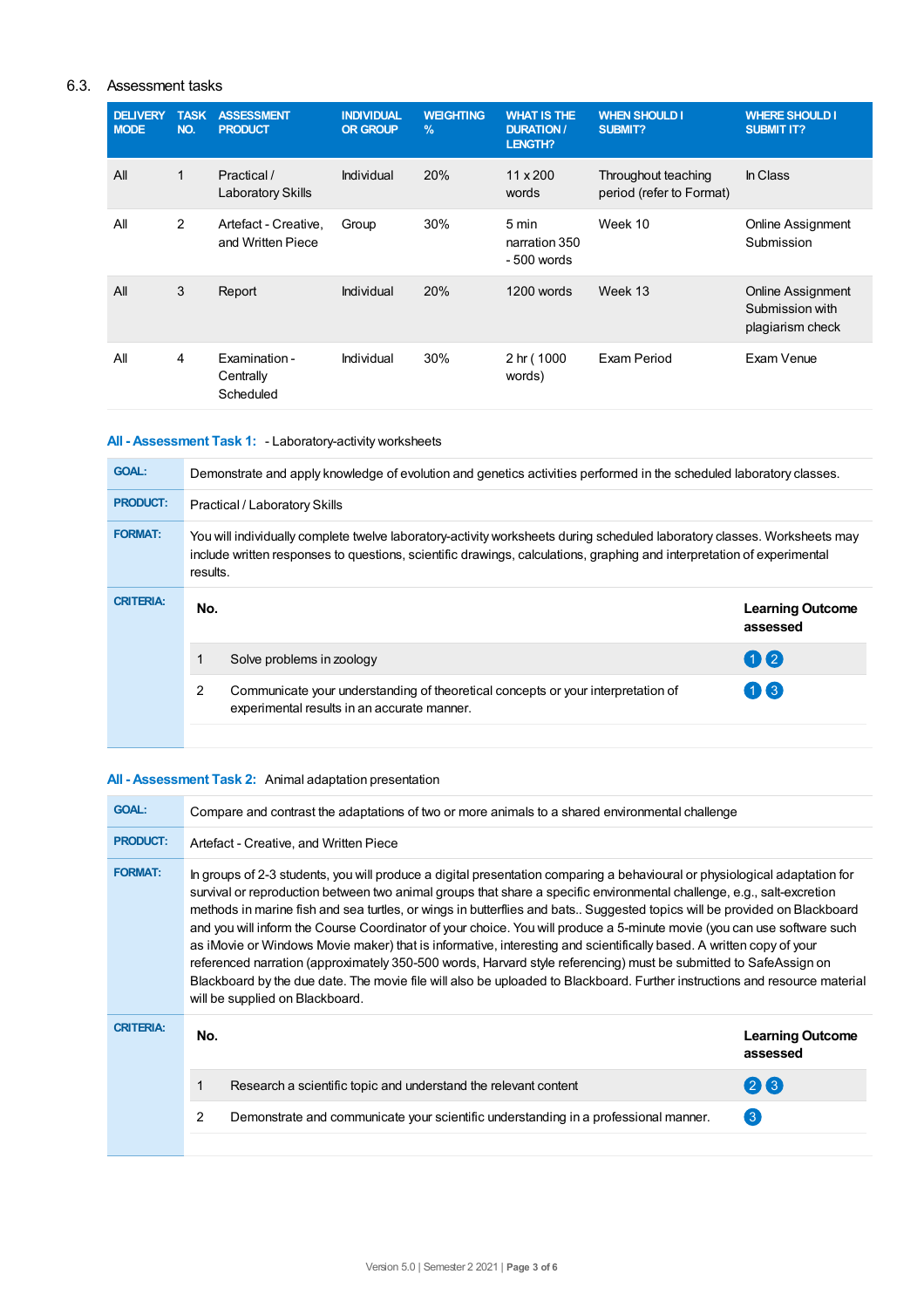## 6.3. Assessment tasks

| DELIVERY MODE | TASK NO. | ASSESSMENT PRODUCT | INDIVIDUAL OR GROUP | WEIGHTING % | WHAT IS THE DURATION / LENGTH? | WHEN SHOULD I SUBMIT? | WHERE SHOULD I SUBMIT IT? |
|---|---|---|---|---|---|---|---|
| All | 1 | Practical / Laboratory Skills | Individual | 20% | 11 x 200 words | Throughout teaching period (refer to Format) | In Class |
| All | 2 | Artefact - Creative, and Written Piece | Group | 30% | 5 min narration 350 - 500 words | Week 10 | Online Assignment Submission |
| All | 3 | Report | Individual | 20% | 1200 words | Week 13 | Online Assignment Submission with plagiarism check |
| All | 4 | Examination - Centrally Scheduled | Individual | 30% | 2 hr ( 1000 words) | Exam Period | Exam Venue |

### All - Assessment Task 1: - Laboratory-activity worksheets

| | |
|---|---|
| **GOAL:** | Demonstrate and apply knowledge of evolution and genetics activities performed in the scheduled laboratory classes. |
| **PRODUCT:** | Practical / Laboratory Skills |
| **FORMAT:** | You will individually complete twelve laboratory-activity worksheets during scheduled laboratory classes. Worksheets may include written responses to questions, scientific drawings, calculations, graphing and interpretation of experimental results. |

**CRITERIA:**

| No. | | Learning Outcome assessed |
|---|---|---|
| 1 | Solve problems in zoology | 1 2 |
| 2 | Communicate your understanding of theoretical concepts or your interpretation of experimental results in an accurate manner. | 1 3 |

### All - Assessment Task 2: Animal adaptation presentation

| | |
|---|---|
| **GOAL:** | Compare and contrast the adaptations of two or more animals to a shared environmental challenge |
| **PRODUCT:** | Artefact - Creative, and Written Piece |
| **FORMAT:** | In groups of 2-3 students, you will produce a digital presentation comparing a behavioural or physiological adaptation for survival or reproduction between two animal groups that share a specific environmental challenge, e.g., salt-excretion methods in marine fish and sea turtles, or wings in butterflies and bats.. Suggested topics will be provided on Blackboard and you will inform the Course Coordinator of your choice. You will produce a 5-minute movie (you can use software such as iMovie or Windows Movie maker) that is informative, interesting and scientifically based. A written copy of your referenced narration (approximately 350-500 words, Harvard style referencing) must be submitted to SafeAssign on Blackboard by the due date. The movie file will also be uploaded to Blackboard. Further instructions and resource material will be supplied on Blackboard. |

**CRITERIA:**

| No. | | Learning Outcome assessed |
|---|---|---|
| 1 | Research a scientific topic and understand the relevant content | 2 3 |
| 2 | Demonstrate and communicate your scientific understanding in a professional manner. | 3 |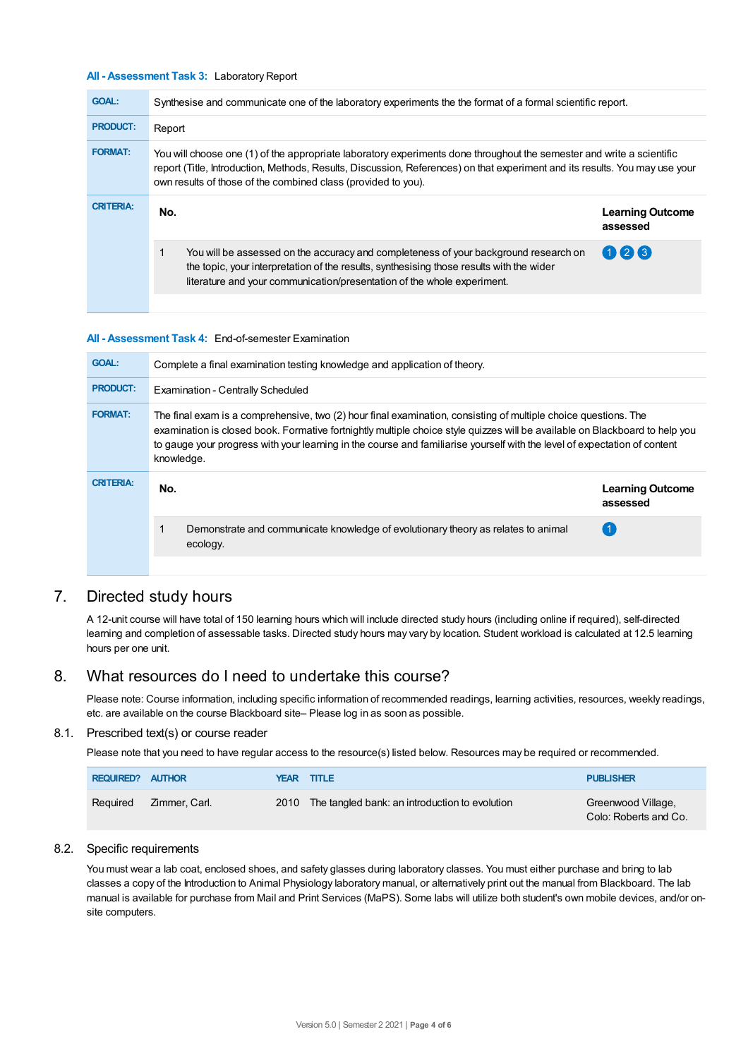**All - Assessment Task 3:** Laboratory Report

| | |
|---|---|
| **GOAL:** | Synthesise and communicate one of the laboratory experiments the the format of a formal scientific report. |
| **PRODUCT:** | Report |
| **FORMAT:** | You will choose one (1) of the appropriate laboratory experiments done throughout the semester and write a scientific report (Title, Introduction, Methods, Results, Discussion, References) on that experiment and its results. You may use your own results of those of the combined class (provided to you). |
| **CRITERIA:** | |

| No. | | Learning Outcome assessed |
|---|---|---|
| 1 | You will be assessed on the accuracy and completeness of your background research on the topic, your interpretation of the results, synthesising those results with the wider literature and your communication/presentation of the whole experiment. | 1 2 3 |

**All - Assessment Task 4:** End-of-semester Examination

| | |
|---|---|
| **GOAL:** | Complete a final examination testing knowledge and application of theory. |
| **PRODUCT:** | Examination - Centrally Scheduled |
| **FORMAT:** | The final exam is a comprehensive, two (2) hour final examination, consisting of multiple choice questions. The examination is closed book. Formative fortnightly multiple choice style quizzes will be available on Blackboard to help you to gauge your progress with your learning in the course and familiarise yourself with the level of expectation of content knowledge. |
| **CRITERIA:** | |

| No. | | Learning Outcome assessed |
|---|---|---|
| 1 | Demonstrate and communicate knowledge of evolutionary theory as relates to animal ecology. | 1 |

# 7. Directed study hours

A 12-unit course will have total of 150 learning hours which will include directed study hours (including online if required), self-directed learning and completion of assessable tasks. Directed study hours may vary by location. Student workload is calculated at 12.5 learning hours per one unit.

# 8. What resources do I need to undertake this course?

Please note: Course information, including specific information of recommended readings, learning activities, resources, weekly readings, etc. are available on the course Blackboard site– Please log in as soon as possible.

## 8.1. Prescribed text(s) or course reader

Please note that you need to have regular access to the resource(s) listed below. Resources may be required or recommended.

| REQUIRED? | AUTHOR | YEAR | TITLE | PUBLISHER |
|---|---|---|---|---|
| Required | Zimmer, Carl. | 2010 | The tangled bank: an introduction to evolution | Greenwood Village, Colo: Roberts and Co. |

## 8.2. Specific requirements

You must wear a lab coat, enclosed shoes, and safety glasses during laboratory classes. You must either purchase and bring to lab classes a copy of the Introduction to Animal Physiology laboratory manual, or alternatively print out the manual from Blackboard. The lab manual is available for purchase from Mail and Print Services (MaPS). Some labs will utilize both student's own mobile devices, and/or on-site computers.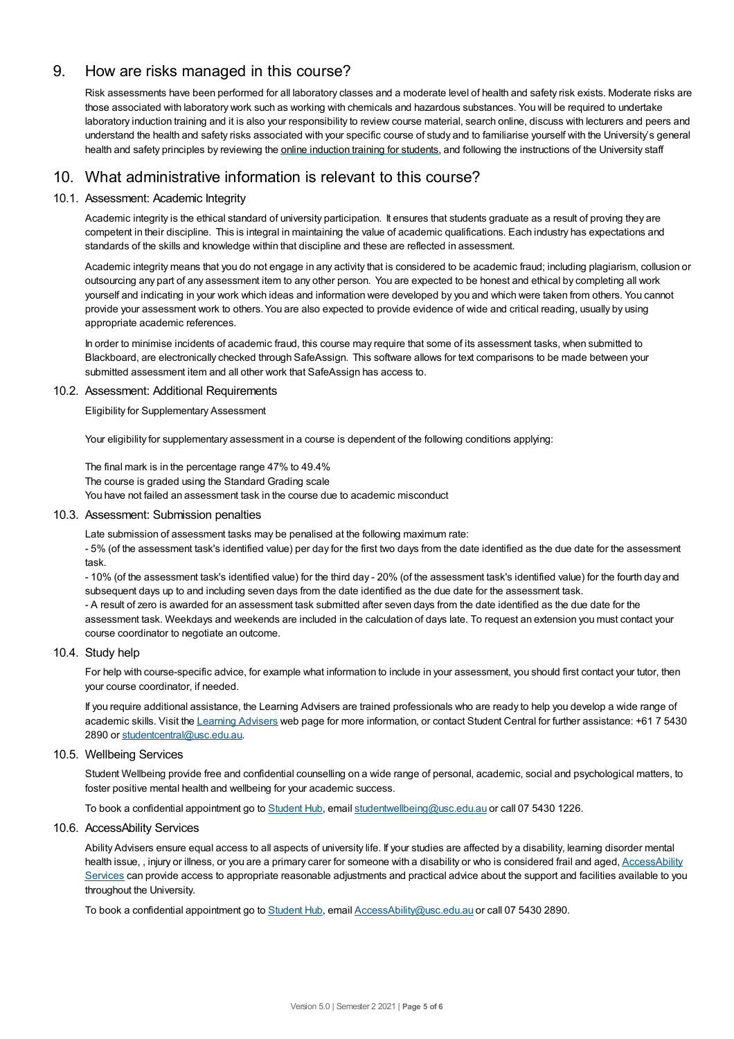## 9. How are risks managed in this course?

Risk assessments have been performed for all laboratory classes and a moderate level of health and safety risk exists. Moderate risks are those associated with laboratory work such as working with chemicals and hazardous substances. You will be required to undertake laboratory induction training and it is also your responsibility to review course material, search online, discuss with lecturers and peers and understand the health and safety risks associated with your specific course of study and to familiarise yourself with the University's general health and safety principles by reviewing the online induction training for students, and following the instructions of the University staff

## 10. What administrative information is relevant to this course?

### 10.1. Assessment: Academic Integrity

Academic integrity is the ethical standard of university participation. It ensures that students graduate as a result of proving they are competent in their discipline. This is integral in maintaining the value of academic qualifications. Each industry has expectations and standards of the skills and knowledge within that discipline and these are reflected in assessment.

Academic integrity means that you do not engage in any activity that is considered to be academic fraud; including plagiarism, collusion or outsourcing any part of any assessment item to any other person. You are expected to be honest and ethical by completing all work yourself and indicating in your work which ideas and information were developed by you and which were taken from others. You cannot provide your assessment work to others. You are also expected to provide evidence of wide and critical reading, usually by using appropriate academic references.

In order to minimise incidents of academic fraud, this course may require that some of its assessment tasks, when submitted to Blackboard, are electronically checked through SafeAssign. This software allows for text comparisons to be made between your submitted assessment item and all other work that SafeAssign has access to.

### 10.2. Assessment: Additional Requirements

Eligibility for Supplementary Assessment

Your eligibility for supplementary assessment in a course is dependent of the following conditions applying:

The final mark is in the percentage range 47% to 49.4%
The course is graded using the Standard Grading scale
You have not failed an assessment task in the course due to academic misconduct

### 10.3. Assessment: Submission penalties

Late submission of assessment tasks may be penalised at the following maximum rate:
- 5% (of the assessment task's identified value) per day for the first two days from the date identified as the due date for the assessment task.
- 10% (of the assessment task's identified value) for the third day - 20% (of the assessment task's identified value) for the fourth day and subsequent days up to and including seven days from the date identified as the due date for the assessment task.
- A result of zero is awarded for an assessment task submitted after seven days from the date identified as the due date for the assessment task. Weekdays and weekends are included in the calculation of days late. To request an extension you must contact your course coordinator to negotiate an outcome.

### 10.4. Study help

For help with course-specific advice, for example what information to include in your assessment, you should first contact your tutor, then your course coordinator, if needed.

If you require additional assistance, the Learning Advisers are trained professionals who are ready to help you develop a wide range of academic skills. Visit the Learning Advisers web page for more information, or contact Student Central for further assistance: +61 7 5430 2890 or studentcentral@usc.edu.au.

### 10.5. Wellbeing Services

Student Wellbeing provide free and confidential counselling on a wide range of personal, academic, social and psychological matters, to foster positive mental health and wellbeing for your academic success.

To book a confidential appointment go to Student Hub, email studentwellbeing@usc.edu.au or call 07 5430 1226.

### 10.6. AccessAbility Services

Ability Advisers ensure equal access to all aspects of university life. If your studies are affected by a disability, learning disorder mental health issue, , injury or illness, or you are a primary carer for someone with a disability or who is considered frail and aged, AccessAbility Services can provide access to appropriate reasonable adjustments and practical advice about the support and facilities available to you throughout the University.

To book a confidential appointment go to Student Hub, email AccessAbility@usc.edu.au or call 07 5430 2890.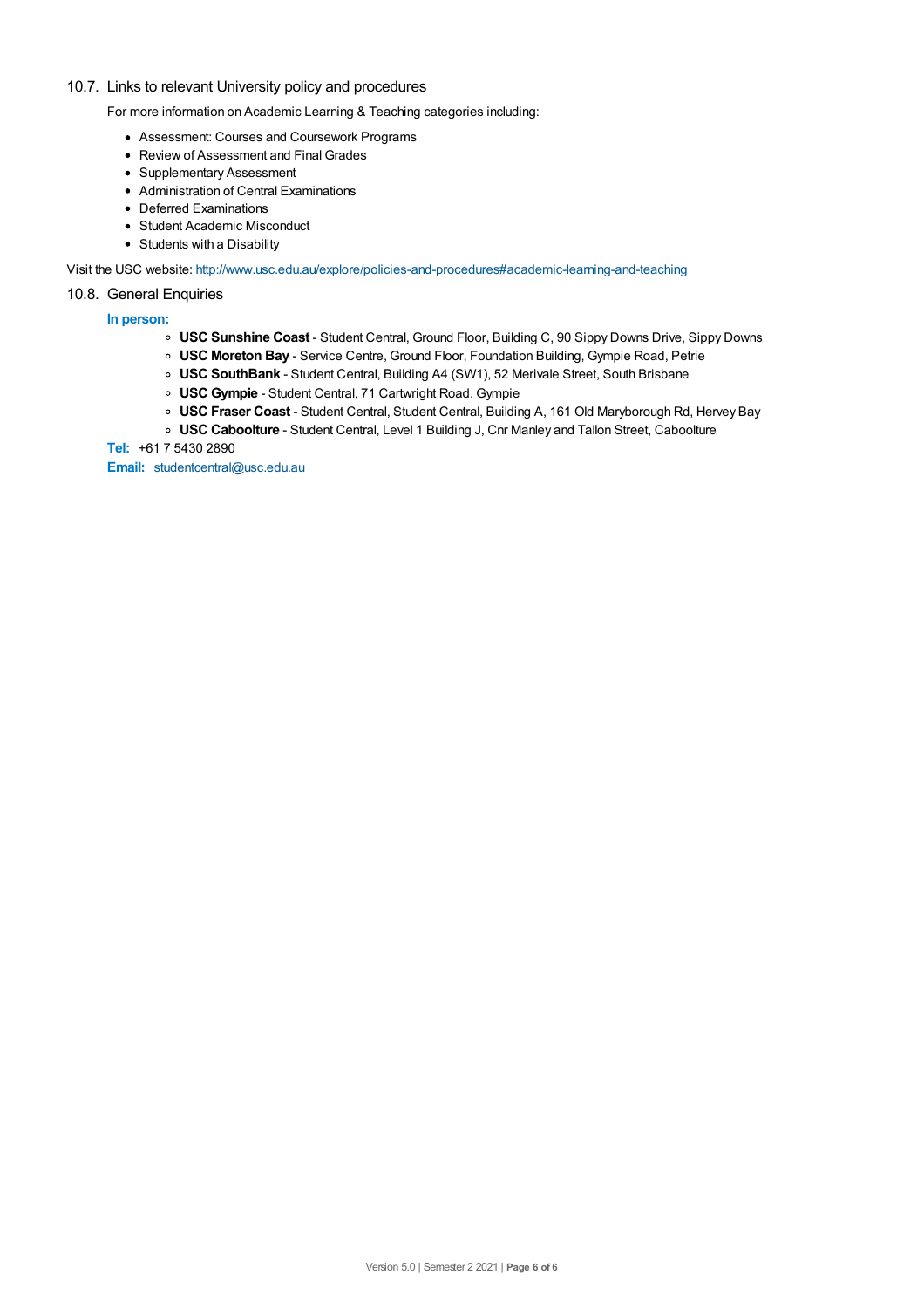### 10.7. Links to relevant University policy and procedures

For more information on Academic Learning & Teaching categories including:

- Assessment: Courses and Coursework Programs
- Review of Assessment and Final Grades
- Supplementary Assessment
- Administration of Central Examinations
- Deferred Examinations
- Student Academic Misconduct
- Students with a Disability

Visit the USC website: [http://www.usc.edu.au/explore/policies-and-procedures#academic-learning-and-teaching](http://www.usc.edu.au/explore/policies-and-procedures#academic-learning-and-teaching)

### 10.8. General Enquiries

**In person:**

- **USC Sunshine Coast** - Student Central, Ground Floor, Building C, 90 Sippy Downs Drive, Sippy Downs
- **USC Moreton Bay** - Service Centre, Ground Floor, Foundation Building, Gympie Road, Petrie
- **USC SouthBank** - Student Central, Building A4 (SW1), 52 Merivale Street, South Brisbane
- **USC Gympie** - Student Central, 71 Cartwright Road, Gympie
- **USC Fraser Coast** - Student Central, Student Central, Building A, 161 Old Maryborough Rd, Hervey Bay
- **USC Caboolture** - Student Central, Level 1 Building J, Cnr Manley and Tallon Street, Caboolture

**Tel:** +61 7 5430 2890

**Email:** [studentcentral@usc.edu.au](mailto:studentcentral@usc.edu.au)